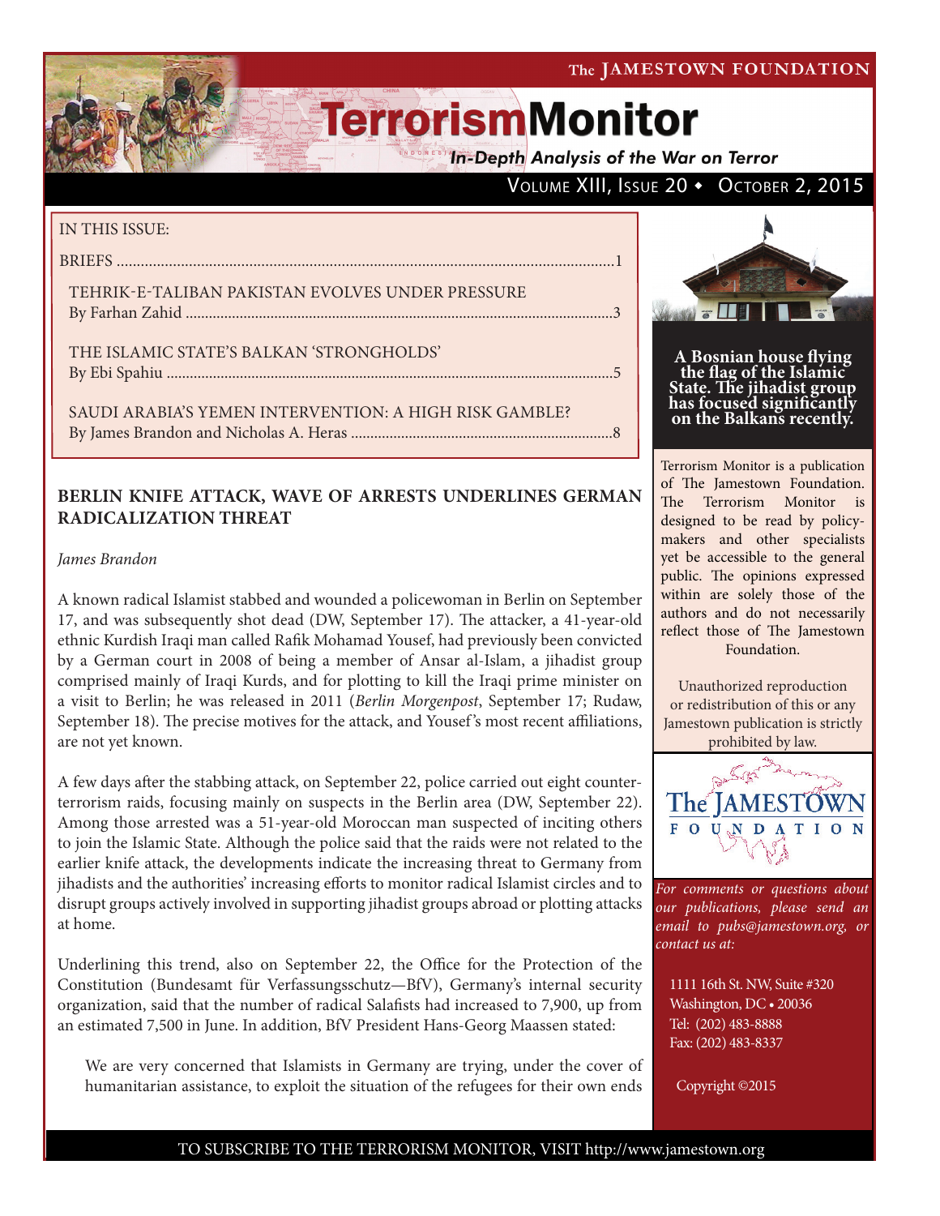The JAMESTOWN FOUNDATION

# TerrorismMonitor

*In-Depth Analysis of the War on Terror*

VOLUME XIII, ISSUE 20 • OCTOBER 2, 2015

IN THIS ISSUE:

BRIEFS ....................................................................................................................1

TEHRIK-E-TALIBAN PAKISTAN EVOLVES UNDER PRESSURE
By Farhan Zahid ....................................................................................................3

THE ISLAMIC STATE'S BALKAN 'STRONGHOLDS'
By Ebi Spahiu .........................................................................................................5

SAUDI ARABIA'S YEMEN INTERVENTION: A HIGH RISK GAMBLE?
By James Brandon and Nicholas A. Heras ..........................................................8

**A Bosnian house flying the flag of the Islamic State. The jihadist group has focused significantly on the Balkans recently.**

Terrorism Monitor is a publication of The Jamestown Foundation. The Terrorism Monitor is designed to be read by policy-makers and other specialists yet be accessible to the general public. The opinions expressed within are solely those of the authors and do not necessarily reflect those of The Jamestown Foundation.

Unauthorized reproduction or redistribution of this or any Jamestown publication is strictly prohibited by law.

*For comments or questions about our publications, please send an email to pubs@jamestown.org, or contact us at:*

1111 16th St. NW, Suite #320
Washington, DC • 20036
Tel: (202) 483-8888
Fax: (202) 483-8337

Copyright ©2015

## BERLIN KNIFE ATTACK, WAVE OF ARRESTS UNDERLINES GERMAN RADICALIZATION THREAT

*James Brandon*

A known radical Islamist stabbed and wounded a policewoman in Berlin on September 17, and was subsequently shot dead (DW, September 17). The attacker, a 41-year-old ethnic Kurdish Iraqi man called Rafik Mohamad Yousef, had previously been convicted by a German court in 2008 of being a member of Ansar al-Islam, a jihadist group comprised mainly of Iraqi Kurds, and for plotting to kill the Iraqi prime minister on a visit to Berlin; he was released in 2011 (*Berlin Morgenpost*, September 17; Rudaw, September 18). The precise motives for the attack, and Yousef's most recent affiliations, are not yet known.

A few days after the stabbing attack, on September 22, police carried out eight counter-terrorism raids, focusing mainly on suspects in the Berlin area (DW, September 22). Among those arrested was a 51-year-old Moroccan man suspected of inciting others to join the Islamic State. Although the police said that the raids were not related to the earlier knife attack, the developments indicate the increasing threat to Germany from jihadists and the authorities' increasing efforts to monitor radical Islamist circles and to disrupt groups actively involved in supporting jihadist groups abroad or plotting attacks at home.

Underlining this trend, also on September 22, the Office for the Protection of the Constitution (Bundesamt für Verfassungsschutz—BfV), Germany's internal security organization, said that the number of radical Salafists had increased to 7,900, up from an estimated 7,500 in June. In addition, BfV President Hans-Georg Maassen stated:

> We are very concerned that Islamists in Germany are trying, under the cover of humanitarian assistance, to exploit the situation of the refugees for their own ends

TO SUBSCRIBE TO THE TERRORISM MONITOR, VISIT http://www.jamestown.org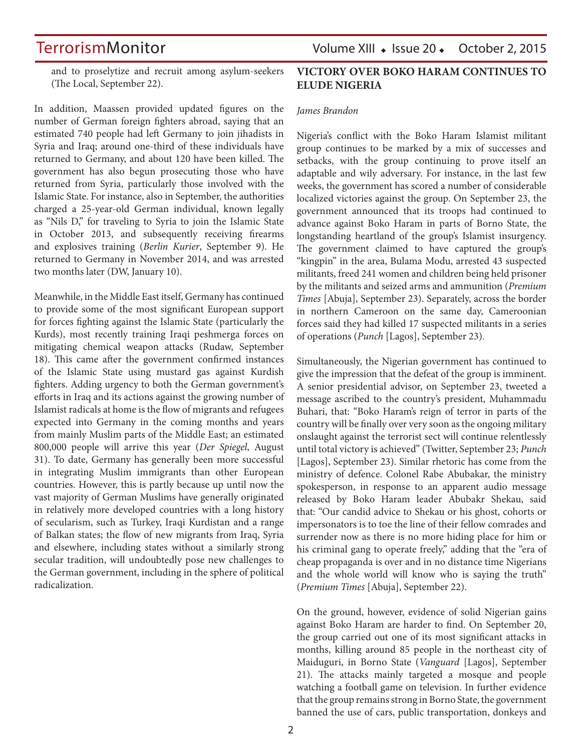and to proselytize and recruit among asylum-seekers (The Local, September 22).

In addition, Maassen provided updated figures on the number of German foreign fighters abroad, saying that an estimated 740 people had left Germany to join jihadists in Syria and Iraq; around one-third of these individuals have returned to Germany, and about 120 have been killed. The government has also begun prosecuting those who have returned from Syria, particularly those involved with the Islamic State. For instance, also in September, the authorities charged a 25-year-old German individual, known legally as "Nils D," for traveling to Syria to join the Islamic State in October 2013, and subsequently receiving firearms and explosives training (*Berlin Kurier*, September 9). He returned to Germany in November 2014, and was arrested two months later (DW, January 10).

Meanwhile, in the Middle East itself, Germany has continued to provide some of the most significant European support for forces fighting against the Islamic State (particularly the Kurds), most recently training Iraqi peshmerga forces on mitigating chemical weapon attacks (Rudaw, September 18). This came after the government confirmed instances of the Islamic State using mustard gas against Kurdish fighters. Adding urgency to both the German government's efforts in Iraq and its actions against the growing number of Islamist radicals at home is the flow of migrants and refugees expected into Germany in the coming months and years from mainly Muslim parts of the Middle East; an estimated 800,000 people will arrive this year (*Der Spiegel*, August 31). To date, Germany has generally been more successful in integrating Muslim immigrants than other European countries. However, this is partly because up until now the vast majority of German Muslims have generally originated in relatively more developed countries with a long history of secularism, such as Turkey, Iraqi Kurdistan and a range of Balkan states; the flow of new migrants from Iraq, Syria and elsewhere, including states without a similarly strong secular tradition, will undoubtedly pose new challenges to the German government, including in the sphere of political radicalization.

## VICTORY OVER BOKO HARAM CONTINUES TO ELUDE NIGERIA

*James Brandon*

Nigeria's conflict with the Boko Haram Islamist militant group continues to be marked by a mix of successes and setbacks, with the group continuing to prove itself an adaptable and wily adversary. For instance, in the last few weeks, the government has scored a number of considerable localized victories against the group. On September 23, the government announced that its troops had continued to advance against Boko Haram in parts of Borno State, the longstanding heartland of the group's Islamist insurgency. The government claimed to have captured the group's "kingpin" in the area, Bulama Modu, arrested 43 suspected militants, freed 241 women and children being held prisoner by the militants and seized arms and ammunition (*Premium Times* [Abuja], September 23). Separately, across the border in northern Cameroon on the same day, Cameroonian forces said they had killed 17 suspected militants in a series of operations (*Punch* [Lagos], September 23).

Simultaneously, the Nigerian government has continued to give the impression that the defeat of the group is imminent. A senior presidential advisor, on September 23, tweeted a message ascribed to the country's president, Muhammadu Buhari, that: "Boko Haram's reign of terror in parts of the country will be finally over very soon as the ongoing military onslaught against the terrorist sect will continue relentlessly until total victory is achieved" (Twitter, September 23; *Punch* [Lagos], September 23). Similar rhetoric has come from the ministry of defence. Colonel Rabe Abubakar, the ministry spokesperson, in response to an apparent audio message released by Boko Haram leader Abubakr Shekau, said that: "Our candid advice to Shekau or his ghost, cohorts or impersonators is to toe the line of their fellow comrades and surrender now as there is no more hiding place for him or his criminal gang to operate freely," adding that the "era of cheap propaganda is over and in no distance time Nigerians and the whole world will know who is saying the truth" (*Premium Times* [Abuja], September 22).

On the ground, however, evidence of solid Nigerian gains against Boko Haram are harder to find. On September 20, the group carried out one of its most significant attacks in months, killing around 85 people in the northeast city of Maiduguri, in Borno State (*Vanguard* [Lagos], September 21). The attacks mainly targeted a mosque and people watching a football game on television. In further evidence that the group remains strong in Borno State, the government banned the use of cars, public transportation, donkeys and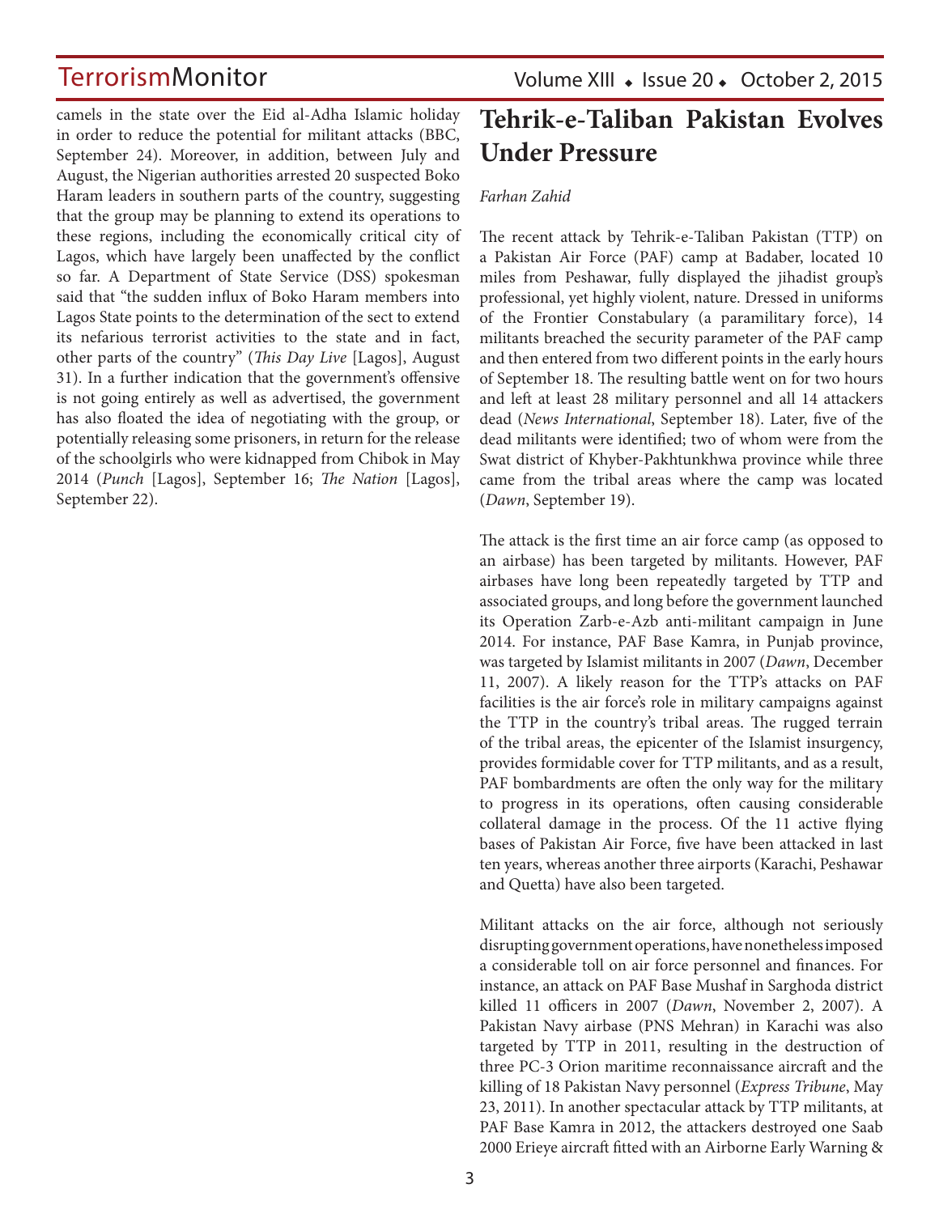camels in the state over the Eid al-Adha Islamic holiday in order to reduce the potential for militant attacks (BBC, September 24). Moreover, in addition, between July and August, the Nigerian authorities arrested 20 suspected Boko Haram leaders in southern parts of the country, suggesting that the group may be planning to extend its operations to these regions, including the economically critical city of Lagos, which have largely been unaffected by the conflict so far. A Department of State Service (DSS) spokesman said that "the sudden influx of Boko Haram members into Lagos State points to the determination of the sect to extend its nefarious terrorist activities to the state and in fact, other parts of the country" (*This Day Live* [Lagos], August 31). In a further indication that the government's offensive is not going entirely as well as advertised, the government has also floated the idea of negotiating with the group, or potentially releasing some prisoners, in return for the release of the schoolgirls who were kidnapped from Chibok in May 2014 (*Punch* [Lagos], September 16; *The Nation* [Lagos], September 22).

# Tehrik-e-Taliban Pakistan Evolves Under Pressure

*Farhan Zahid*

The recent attack by Tehrik-e-Taliban Pakistan (TTP) on a Pakistan Air Force (PAF) camp at Badaber, located 10 miles from Peshawar, fully displayed the jihadist group's professional, yet highly violent, nature. Dressed in uniforms of the Frontier Constabulary (a paramilitary force), 14 militants breached the security parameter of the PAF camp and then entered from two different points in the early hours of September 18. The resulting battle went on for two hours and left at least 28 military personnel and all 14 attackers dead (*News International*, September 18). Later, five of the dead militants were identified; two of whom were from the Swat district of Khyber-Pakhtunkhwa province while three came from the tribal areas where the camp was located (*Dawn*, September 19).

The attack is the first time an air force camp (as opposed to an airbase) has been targeted by militants. However, PAF airbases have long been repeatedly targeted by TTP and associated groups, and long before the government launched its Operation Zarb-e-Azb anti-militant campaign in June 2014. For instance, PAF Base Kamra, in Punjab province, was targeted by Islamist militants in 2007 (*Dawn*, December 11, 2007). A likely reason for the TTP's attacks on PAF facilities is the air force's role in military campaigns against the TTP in the country's tribal areas. The rugged terrain of the tribal areas, the epicenter of the Islamist insurgency, provides formidable cover for TTP militants, and as a result, PAF bombardments are often the only way for the military to progress in its operations, often causing considerable collateral damage in the process. Of the 11 active flying bases of Pakistan Air Force, five have been attacked in last ten years, whereas another three airports (Karachi, Peshawar and Quetta) have also been targeted.

Militant attacks on the air force, although not seriously disrupting government operations, have nonetheless imposed a considerable toll on air force personnel and finances. For instance, an attack on PAF Base Mushaf in Sarghoda district killed 11 officers in 2007 (*Dawn*, November 2, 2007). A Pakistan Navy airbase (PNS Mehran) in Karachi was also targeted by TTP in 2011, resulting in the destruction of three PC-3 Orion maritime reconnaissance aircraft and the killing of 18 Pakistan Navy personnel (*Express Tribune*, May 23, 2011). In another spectacular attack by TTP militants, at PAF Base Kamra in 2012, the attackers destroyed one Saab 2000 Erieye aircraft fitted with an Airborne Early Warning &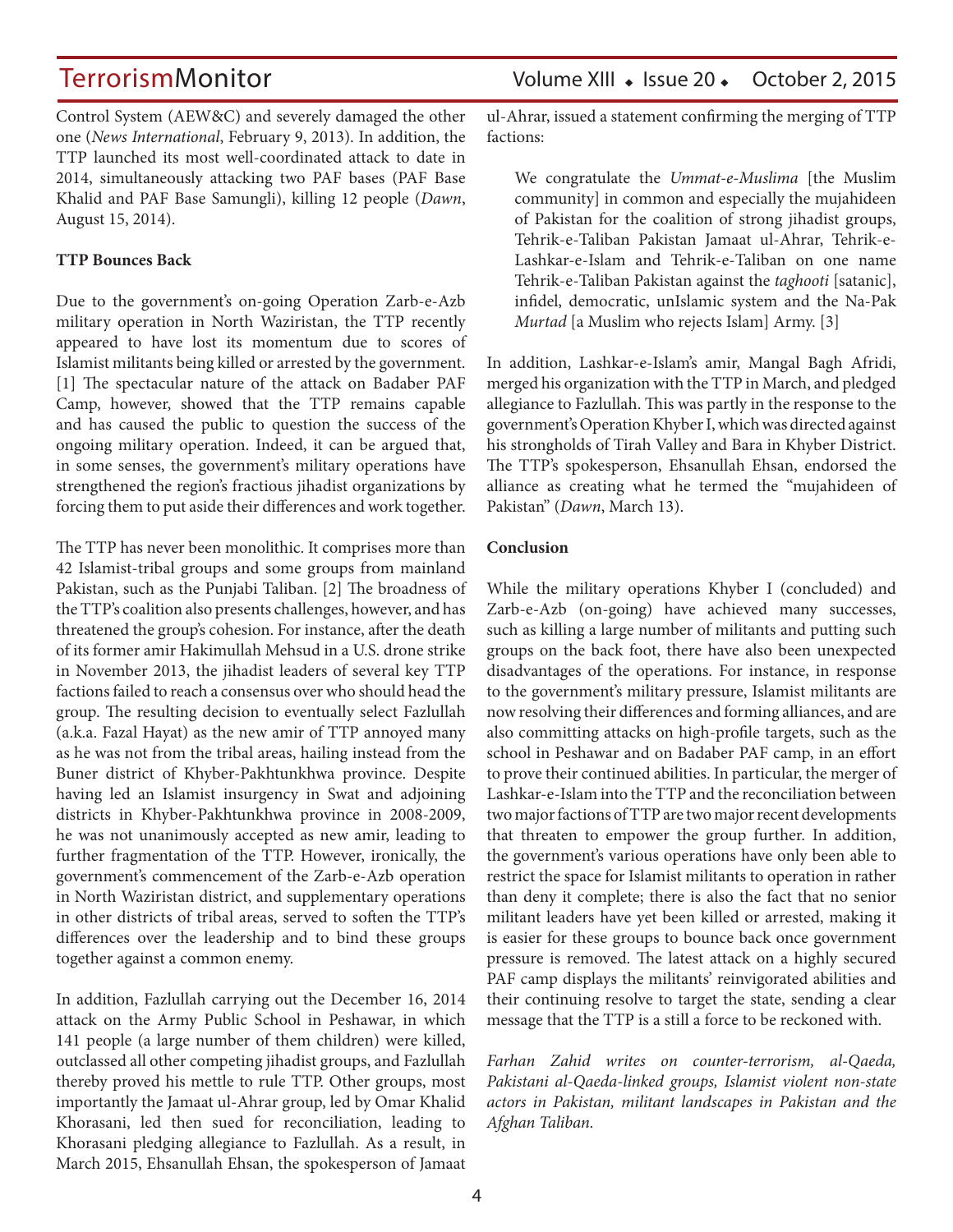Control System (AEW&C) and severely damaged the other one (*News International*, February 9, 2013). In addition, the TTP launched its most well-coordinated attack to date in 2014, simultaneously attacking two PAF bases (PAF Base Khalid and PAF Base Samungli), killing 12 people (*Dawn*, August 15, 2014).

**TTP Bounces Back**

Due to the government's on-going Operation Zarb-e-Azb military operation in North Waziristan, the TTP recently appeared to have lost its momentum due to scores of Islamist militants being killed or arrested by the government. [1] The spectacular nature of the attack on Badaber PAF Camp, however, showed that the TTP remains capable and has caused the public to question the success of the ongoing military operation. Indeed, it can be argued that, in some senses, the government's military operations have strengthened the region's fractious jihadist organizations by forcing them to put aside their differences and work together.

The TTP has never been monolithic. It comprises more than 42 Islamist-tribal groups and some groups from mainland Pakistan, such as the Punjabi Taliban. [2] The broadness of the TTP's coalition also presents challenges, however, and has threatened the group's cohesion. For instance, after the death of its former amir Hakimullah Mehsud in a U.S. drone strike in November 2013, the jihadist leaders of several key TTP factions failed to reach a consensus over who should head the group. The resulting decision to eventually select Fazlullah (a.k.a. Fazal Hayat) as the new amir of TTP annoyed many as he was not from the tribal areas, hailing instead from the Buner district of Khyber-Pakhtunkhwa province. Despite having led an Islamist insurgency in Swat and adjoining districts in Khyber-Pakhtunkhwa province in 2008-2009, he was not unanimously accepted as new amir, leading to further fragmentation of the TTP. However, ironically, the government's commencement of the Zarb-e-Azb operation in North Waziristan district, and supplementary operations in other districts of tribal areas, served to soften the TTP's differences over the leadership and to bind these groups together against a common enemy.

In addition, Fazlullah carrying out the December 16, 2014 attack on the Army Public School in Peshawar, in which 141 people (a large number of them children) were killed, outclassed all other competing jihadist groups, and Fazlullah thereby proved his mettle to rule TTP. Other groups, most importantly the Jamaat ul-Ahrar group, led by Omar Khalid Khorasani, led then sued for reconciliation, leading to Khorasani pledging allegiance to Fazlullah. As a result, in March 2015, Ehsanullah Ehsan, the spokesperson of Jamaat ul-Ahrar, issued a statement confirming the merging of TTP factions:

> We congratulate the *Ummat-e-Muslima* [the Muslim community] in common and especially the mujahideen of Pakistan for the coalition of strong jihadist groups, Tehrik-e-Taliban Pakistan Jamaat ul-Ahrar, Tehrik-e-Lashkar-e-Islam and Tehrik-e-Taliban on one name Tehrik-e-Taliban Pakistan against the *taghooti* [satanic], infidel, democratic, unIslamic system and the Na-Pak *Murtad* [a Muslim who rejects Islam] Army. [3]

In addition, Lashkar-e-Islam's amir, Mangal Bagh Afridi, merged his organization with the TTP in March, and pledged allegiance to Fazlullah. This was partly in the response to the government's Operation Khyber I, which was directed against his strongholds of Tirah Valley and Bara in Khyber District. The TTP's spokesperson, Ehsanullah Ehsan, endorsed the alliance as creating what he termed the "mujahideen of Pakistan" (*Dawn*, March 13).

**Conclusion**

While the military operations Khyber I (concluded) and Zarb-e-Azb (on-going) have achieved many successes, such as killing a large number of militants and putting such groups on the back foot, there have also been unexpected disadvantages of the operations. For instance, in response to the government's military pressure, Islamist militants are now resolving their differences and forming alliances, and are also committing attacks on high-profile targets, such as the school in Peshawar and on Badaber PAF camp, in an effort to prove their continued abilities. In particular, the merger of Lashkar-e-Islam into the TTP and the reconciliation between two major factions of TTP are two major recent developments that threaten to empower the group further. In addition, the government's various operations have only been able to restrict the space for Islamist militants to operation in rather than deny it complete; there is also the fact that no senior militant leaders have yet been killed or arrested, making it is easier for these groups to bounce back once government pressure is removed. The latest attack on a highly secured PAF camp displays the militants' reinvigorated abilities and their continuing resolve to target the state, sending a clear message that the TTP is a still a force to be reckoned with.

*Farhan Zahid writes on counter-terrorism, al-Qaeda, Pakistani al-Qaeda-linked groups, Islamist violent non-state actors in Pakistan, militant landscapes in Pakistan and the Afghan Taliban.*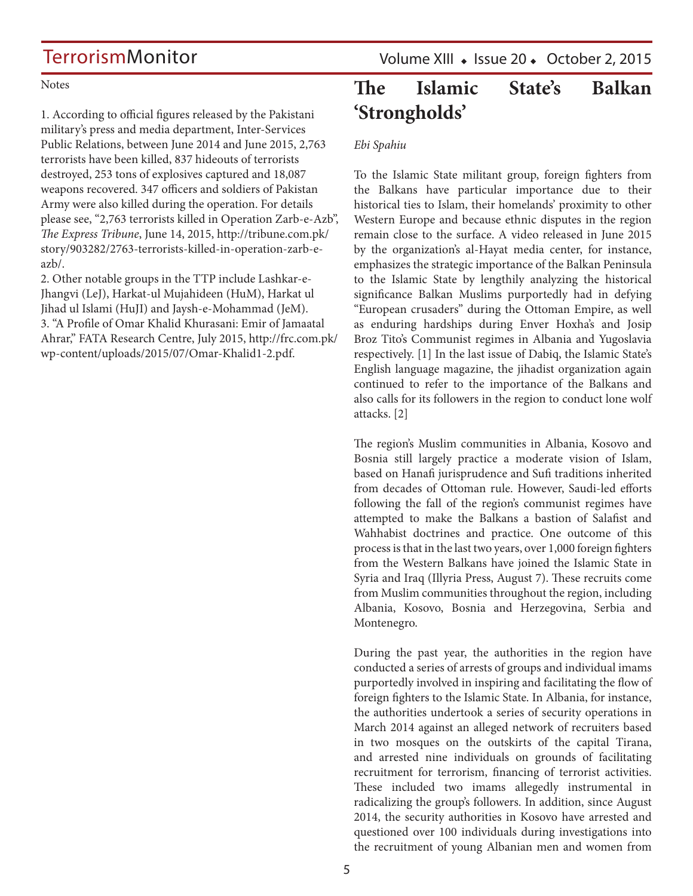Notes

1. According to official figures released by the Pakistani military's press and media department, Inter-Services Public Relations, between June 2014 and June 2015, 2,763 terrorists have been killed, 837 hideouts of terrorists destroyed, 253 tons of explosives captured and 18,087 weapons recovered. 347 officers and soldiers of Pakistan Army were also killed during the operation. For details please see, "2,763 terrorists killed in Operation Zarb-e-Azb", *The Express Tribune*, June 14, 2015, http://tribune.com.pk/story/903282/2763-terrorists-killed-in-operation-zarb-e-azb/.
2. Other notable groups in the TTP include Lashkar-e-Jhangvi (LeJ), Harkat-ul Mujahideen (HuM), Harkat ul Jihad ul Islami (HuJI) and Jaysh-e-Mohammad (JeM).
3. "A Profile of Omar Khalid Khurasani: Emir of Jamaatal Ahrar," FATA Research Centre, July 2015, http://frc.com.pk/wp-content/uploads/2015/07/Omar-Khalid1-2.pdf.

# The Islamic State's Balkan 'Strongholds'

*Ebi Spahiu*

To the Islamic State militant group, foreign fighters from the Balkans have particular importance due to their historical ties to Islam, their homelands' proximity to other Western Europe and because ethnic disputes in the region remain close to the surface. A video released in June 2015 by the organization's al-Hayat media center, for instance, emphasizes the strategic importance of the Balkan Peninsula to the Islamic State by lengthily analyzing the historical significance Balkan Muslims purportedly had in defying "European crusaders" during the Ottoman Empire, as well as enduring hardships during Enver Hoxha's and Josip Broz Tito's Communist regimes in Albania and Yugoslavia respectively. [1] In the last issue of Dabiq, the Islamic State's English language magazine, the jihadist organization again continued to refer to the importance of the Balkans and also calls for its followers in the region to conduct lone wolf attacks. [2]

The region's Muslim communities in Albania, Kosovo and Bosnia still largely practice a moderate vision of Islam, based on Hanafi jurisprudence and Sufi traditions inherited from decades of Ottoman rule. However, Saudi-led efforts following the fall of the region's communist regimes have attempted to make the Balkans a bastion of Salafist and Wahhabist doctrines and practice. One outcome of this process is that in the last two years, over 1,000 foreign fighters from the Western Balkans have joined the Islamic State in Syria and Iraq (Illyria Press, August 7). These recruits come from Muslim communities throughout the region, including Albania, Kosovo, Bosnia and Herzegovina, Serbia and Montenegro.

During the past year, the authorities in the region have conducted a series of arrests of groups and individual imams purportedly involved in inspiring and facilitating the flow of foreign fighters to the Islamic State. In Albania, for instance, the authorities undertook a series of security operations in March 2014 against an alleged network of recruiters based in two mosques on the outskirts of the capital Tirana, and arrested nine individuals on grounds of facilitating recruitment for terrorism, financing of terrorist activities. These included two imams allegedly instrumental in radicalizing the group's followers. In addition, since August 2014, the security authorities in Kosovo have arrested and questioned over 100 individuals during investigations into the recruitment of young Albanian men and women from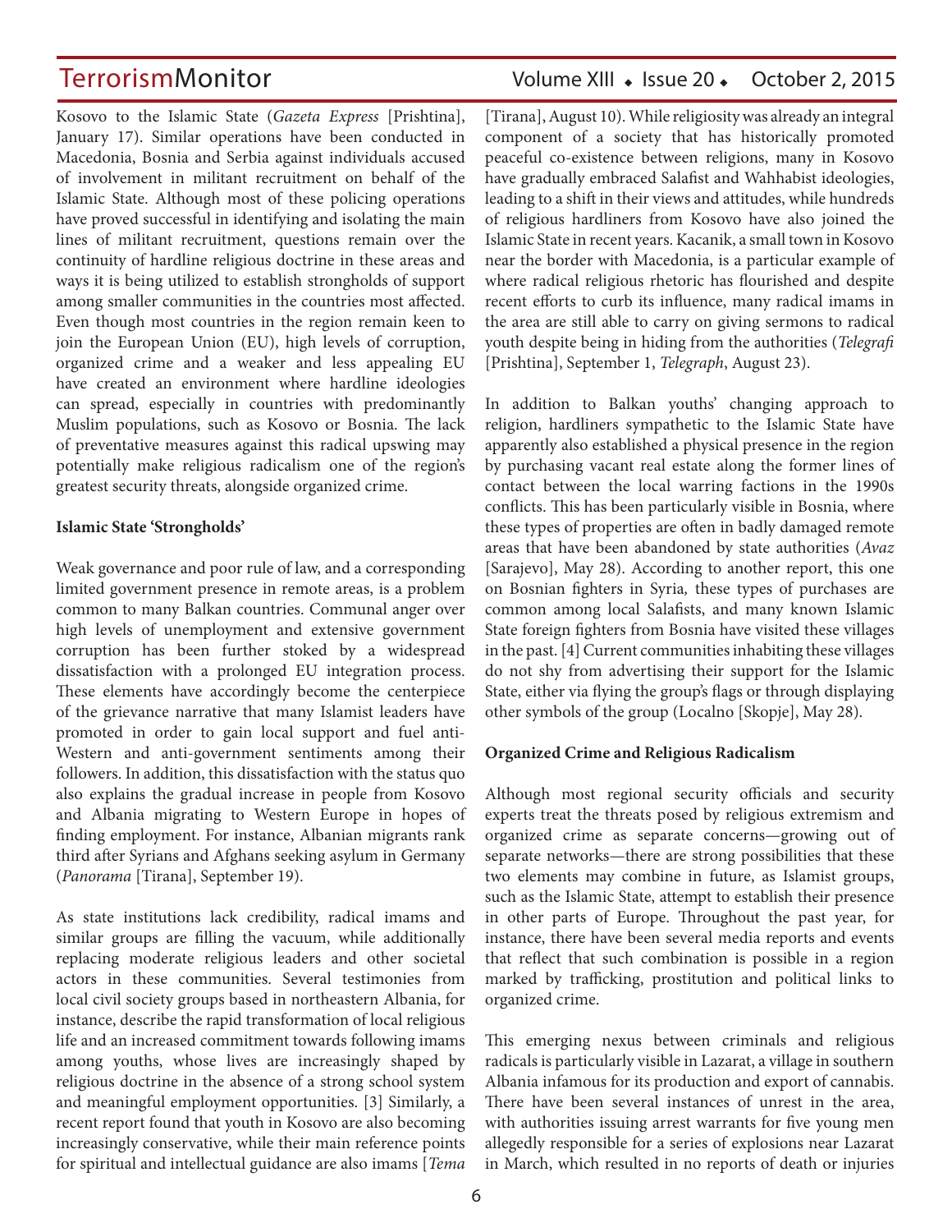Kosovo to the Islamic State (*Gazeta Express* [Prishtina], January 17). Similar operations have been conducted in Macedonia, Bosnia and Serbia against individuals accused of involvement in militant recruitment on behalf of the Islamic State. Although most of these policing operations have proved successful in identifying and isolating the main lines of militant recruitment, questions remain over the continuity of hardline religious doctrine in these areas and ways it is being utilized to establish strongholds of support among smaller communities in the countries most affected. Even though most countries in the region remain keen to join the European Union (EU), high levels of corruption, organized crime and a weaker and less appealing EU have created an environment where hardline ideologies can spread, especially in countries with predominantly Muslim populations, such as Kosovo or Bosnia. The lack of preventative measures against this radical upswing may potentially make religious radicalism one of the region's greatest security threats, alongside organized crime.

**Islamic State 'Strongholds'**

Weak governance and poor rule of law, and a corresponding limited government presence in remote areas, is a problem common to many Balkan countries. Communal anger over high levels of unemployment and extensive government corruption has been further stoked by a widespread dissatisfaction with a prolonged EU integration process. These elements have accordingly become the centerpiece of the grievance narrative that many Islamist leaders have promoted in order to gain local support and fuel anti-Western and anti-government sentiments among their followers. In addition, this dissatisfaction with the status quo also explains the gradual increase in people from Kosovo and Albania migrating to Western Europe in hopes of finding employment. For instance, Albanian migrants rank third after Syrians and Afghans seeking asylum in Germany (*Panorama* [Tirana], September 19).

As state institutions lack credibility, radical imams and similar groups are filling the vacuum, while additionally replacing moderate religious leaders and other societal actors in these communities. Several testimonies from local civil society groups based in northeastern Albania, for instance, describe the rapid transformation of local religious life and an increased commitment towards following imams among youths, whose lives are increasingly shaped by religious doctrine in the absence of a strong school system and meaningful employment opportunities. [3] Similarly, a recent report found that youth in Kosovo are also becoming increasingly conservative, while their main reference points for spiritual and intellectual guidance are also imams [*Tema* [Tirana], August 10). While religiosity was already an integral component of a society that has historically promoted peaceful co-existence between religions, many in Kosovo have gradually embraced Salafist and Wahhabist ideologies, leading to a shift in their views and attitudes, while hundreds of religious hardliners from Kosovo have also joined the Islamic State in recent years. Kacanik, a small town in Kosovo near the border with Macedonia, is a particular example of where radical religious rhetoric has flourished and despite recent efforts to curb its influence, many radical imams in the area are still able to carry on giving sermons to radical youth despite being in hiding from the authorities (*Telegrafi* [Prishtina], September 1, *Telegraph*, August 23).

In addition to Balkan youths' changing approach to religion, hardliners sympathetic to the Islamic State have apparently also established a physical presence in the region by purchasing vacant real estate along the former lines of contact between the local warring factions in the 1990s conflicts. This has been particularly visible in Bosnia, where these types of properties are often in badly damaged remote areas that have been abandoned by state authorities (*Avaz* [Sarajevo], May 28). According to another report, this one on Bosnian fighters in Syria, these types of purchases are common among local Salafists, and many known Islamic State foreign fighters from Bosnia have visited these villages in the past. [4] Current communities inhabiting these villages do not shy from advertising their support for the Islamic State, either via flying the group's flags or through displaying other symbols of the group (Localno [Skopje], May 28).

**Organized Crime and Religious Radicalism**

Although most regional security officials and security experts treat the threats posed by religious extremism and organized crime as separate concerns—growing out of separate networks—there are strong possibilities that these two elements may combine in future, as Islamist groups, such as the Islamic State, attempt to establish their presence in other parts of Europe. Throughout the past year, for instance, there have been several media reports and events that reflect that such combination is possible in a region marked by trafficking, prostitution and political links to organized crime.

This emerging nexus between criminals and religious radicals is particularly visible in Lazarat, a village in southern Albania infamous for its production and export of cannabis. There have been several instances of unrest in the area, with authorities issuing arrest warrants for five young men allegedly responsible for a series of explosions near Lazarat in March, which resulted in no reports of death or injuries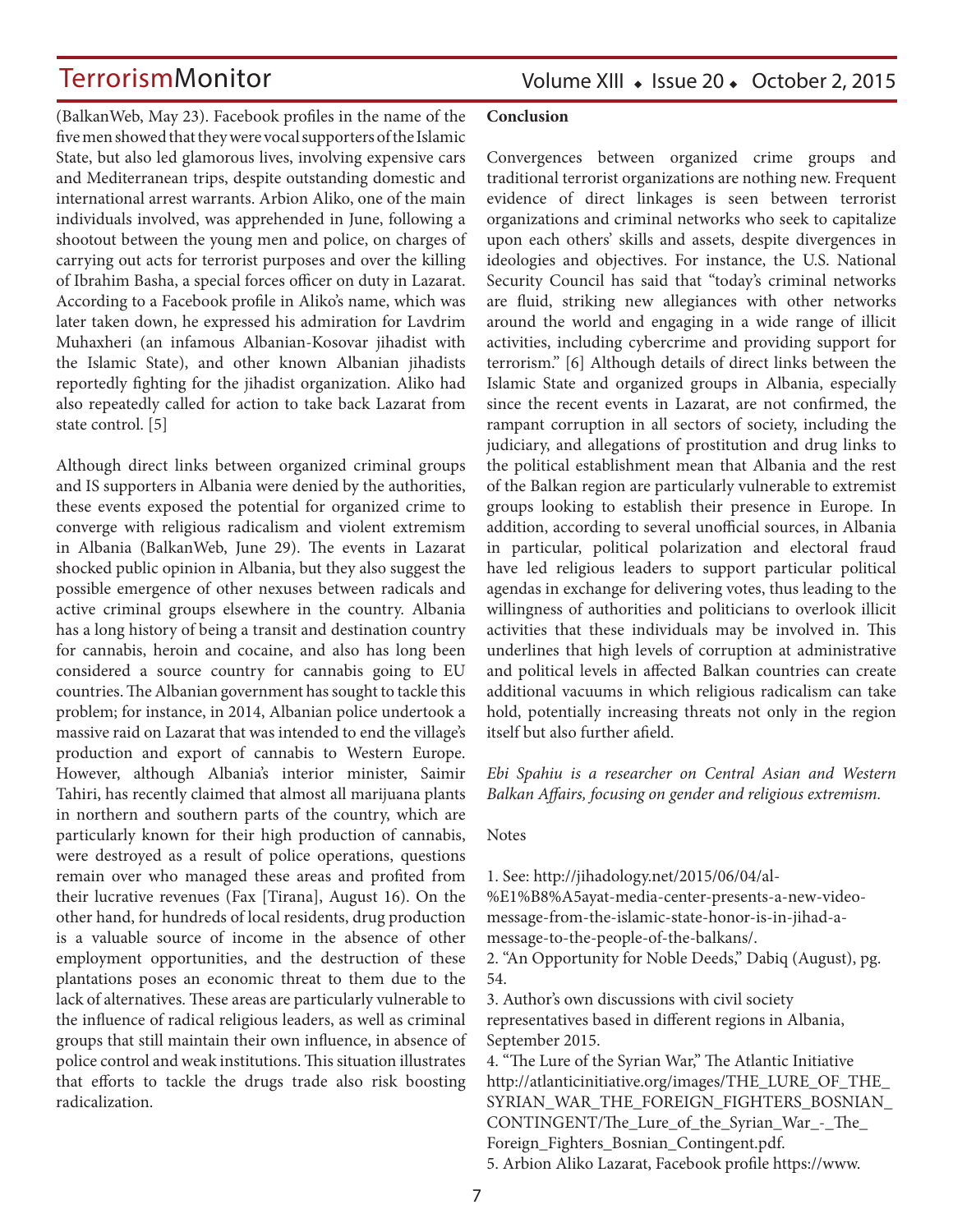(BalkanWeb, May 23). Facebook profiles in the name of the five men showed that they were vocal supporters of the Islamic State, but also led glamorous lives, involving expensive cars and Mediterranean trips, despite outstanding domestic and international arrest warrants. Arbion Aliko, one of the main individuals involved, was apprehended in June, following a shootout between the young men and police, on charges of carrying out acts for terrorist purposes and over the killing of Ibrahim Basha, a special forces officer on duty in Lazarat. According to a Facebook profile in Aliko's name, which was later taken down, he expressed his admiration for Lavdrim Muhaxheri (an infamous Albanian-Kosovar jihadist with the Islamic State), and other known Albanian jihadists reportedly fighting for the jihadist organization. Aliko had also repeatedly called for action to take back Lazarat from state control. [5]

Although direct links between organized criminal groups and IS supporters in Albania were denied by the authorities, these events exposed the potential for organized crime to converge with religious radicalism and violent extremism in Albania (BalkanWeb, June 29). The events in Lazarat shocked public opinion in Albania, but they also suggest the possible emergence of other nexuses between radicals and active criminal groups elsewhere in the country. Albania has a long history of being a transit and destination country for cannabis, heroin and cocaine, and also has long been considered a source country for cannabis going to EU countries. The Albanian government has sought to tackle this problem; for instance, in 2014, Albanian police undertook a massive raid on Lazarat that was intended to end the village's production and export of cannabis to Western Europe. However, although Albania's interior minister, Saimir Tahiri, has recently claimed that almost all marijuana plants in northern and southern parts of the country, which are particularly known for their high production of cannabis, were destroyed as a result of police operations, questions remain over who managed these areas and profited from their lucrative revenues (Fax [Tirana], August 16). On the other hand, for hundreds of local residents, drug production is a valuable source of income in the absence of other employment opportunities, and the destruction of these plantations poses an economic threat to them due to the lack of alternatives. These areas are particularly vulnerable to the influence of radical religious leaders, as well as criminal groups that still maintain their own influence, in absence of police control and weak institutions. This situation illustrates that efforts to tackle the drugs trade also risk boosting radicalization.

**Conclusion**

Convergences between organized crime groups and traditional terrorist organizations are nothing new. Frequent evidence of direct linkages is seen between terrorist organizations and criminal networks who seek to capitalize upon each others' skills and assets, despite divergences in ideologies and objectives. For instance, the U.S. National Security Council has said that "today's criminal networks are fluid, striking new allegiances with other networks around the world and engaging in a wide range of illicit activities, including cybercrime and providing support for terrorism." [6] Although details of direct links between the Islamic State and organized groups in Albania, especially since the recent events in Lazarat, are not confirmed, the rampant corruption in all sectors of society, including the judiciary, and allegations of prostitution and drug links to the political establishment mean that Albania and the rest of the Balkan region are particularly vulnerable to extremist groups looking to establish their presence in Europe. In addition, according to several unofficial sources, in Albania in particular, political polarization and electoral fraud have led religious leaders to support particular political agendas in exchange for delivering votes, thus leading to the willingness of authorities and politicians to overlook illicit activities that these individuals may be involved in. This underlines that high levels of corruption at administrative and political levels in affected Balkan countries can create additional vacuums in which religious radicalism can take hold, potentially increasing threats not only in the region itself but also further afield.

*Ebi Spahiu is a researcher on Central Asian and Western Balkan Affairs, focusing on gender and religious extremism.*

Notes

1. See: http://jihadology.net/2015/06/04/al-%E1%B8%A5ayat-media-center-presents-a-new-video-message-from-the-islamic-state-honor-is-in-jihad-a-message-to-the-people-of-the-balkans/.
2. "An Opportunity for Noble Deeds," Dabiq (August), pg. 54.
3. Author's own discussions with civil society representatives based in different regions in Albania, September 2015.
4. "The Lure of the Syrian War," The Atlantic Initiative http://atlanticinitiative.org/images/THE_LURE_OF_THE_SYRIAN_WAR_THE_FOREIGN_FIGHTERS_BOSNIAN_CONTINGENT/The_Lure_of_the_Syrian_War_-_The_Foreign_Fighters_Bosnian_Contingent.pdf.
5. Arbion Aliko Lazarat, Facebook profile https://www.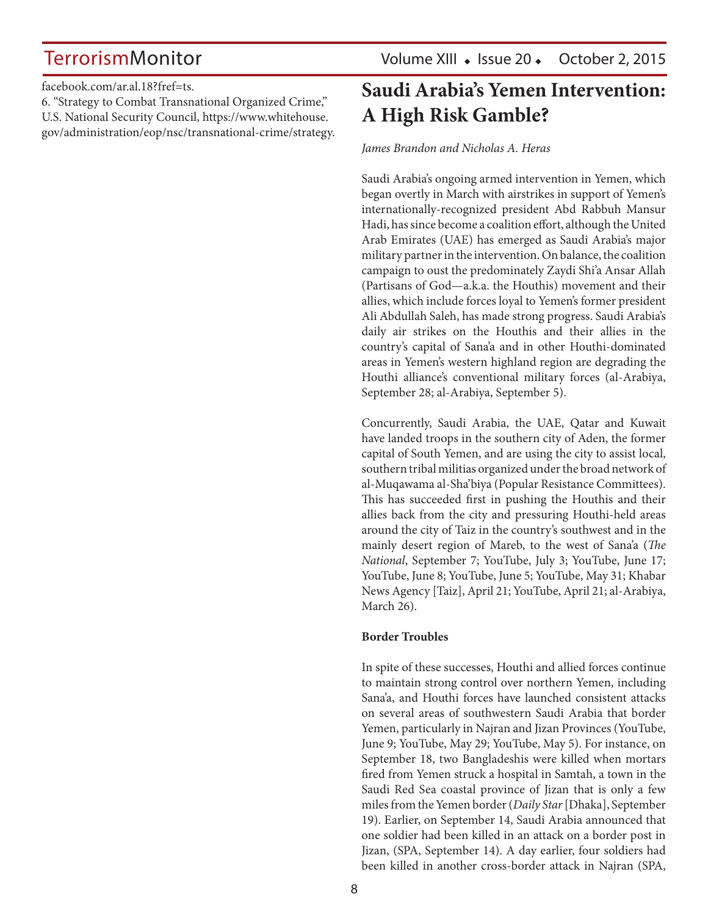facebook.com/ar.al.18?fref=ts.

6. "Strategy to Combat Transnational Organized Crime," U.S. National Security Council, https://www.whitehouse.gov/administration/eop/nsc/transnational-crime/strategy.

# Saudi Arabia's Yemen Intervention: A High Risk Gamble?

*James Brandon and Nicholas A. Heras*

Saudi Arabia's ongoing armed intervention in Yemen, which began overtly in March with airstrikes in support of Yemen's internationally-recognized president Abd Rabbuh Mansur Hadi, has since become a coalition effort, although the United Arab Emirates (UAE) has emerged as Saudi Arabia's major military partner in the intervention. On balance, the coalition campaign to oust the predominately Zaydi Shi'a Ansar Allah (Partisans of God—a.k.a. the Houthis) movement and their allies, which include forces loyal to Yemen's former president Ali Abdullah Saleh, has made strong progress. Saudi Arabia's daily air strikes on the Houthis and their allies in the country's capital of Sana'a and in other Houthi-dominated areas in Yemen's western highland region are degrading the Houthi alliance's conventional military forces (al-Arabiya, September 28; al-Arabiya, September 5).

Concurrently, Saudi Arabia, the UAE, Qatar and Kuwait have landed troops in the southern city of Aden, the former capital of South Yemen, and are using the city to assist local, southern tribal militias organized under the broad network of al-Muqawama al-Sha'biya (Popular Resistance Committees). This has succeeded first in pushing the Houthis and their allies back from the city and pressuring Houthi-held areas around the city of Taiz in the country's southwest and in the mainly desert region of Mareb, to the west of Sana'a (*The National*, September 7; YouTube, July 3; YouTube, June 17; YouTube, June 8; YouTube, June 5; YouTube, May 31; Khabar News Agency [Taiz], April 21; YouTube, April 21; al-Arabiya, March 26).

**Border Troubles**

In spite of these successes, Houthi and allied forces continue to maintain strong control over northern Yemen, including Sana'a, and Houthi forces have launched consistent attacks on several areas of southwestern Saudi Arabia that border Yemen, particularly in Najran and Jizan Provinces (YouTube, June 9; YouTube, May 29; YouTube, May 5). For instance, on September 18, two Bangladeshis were killed when mortars fired from Yemen struck a hospital in Samtah, a town in the Saudi Red Sea coastal province of Jizan that is only a few miles from the Yemen border (*Daily Star* [Dhaka], September 19). Earlier, on September 14, Saudi Arabia announced that one soldier had been killed in an attack on a border post in Jizan, (SPA, September 14). A day earlier, four soldiers had been killed in another cross-border attack in Najran (SPA,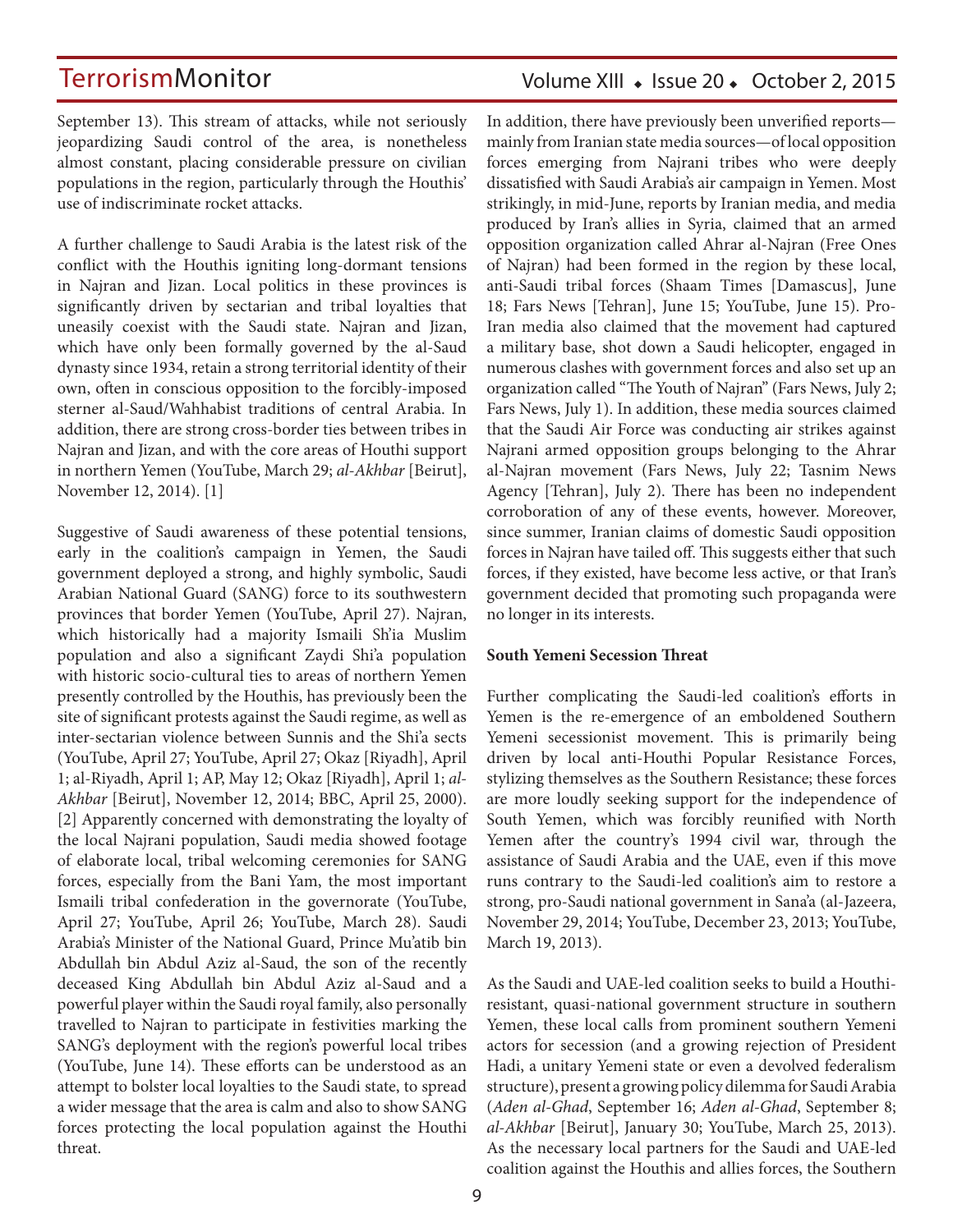September 13). This stream of attacks, while not seriously jeopardizing Saudi control of the area, is nonetheless almost constant, placing considerable pressure on civilian populations in the region, particularly through the Houthis' use of indiscriminate rocket attacks.

A further challenge to Saudi Arabia is the latest risk of the conflict with the Houthis igniting long-dormant tensions in Najran and Jizan. Local politics in these provinces is significantly driven by sectarian and tribal loyalties that uneasily coexist with the Saudi state. Najran and Jizan, which have only been formally governed by the al-Saud dynasty since 1934, retain a strong territorial identity of their own, often in conscious opposition to the forcibly-imposed sterner al-Saud/Wahhabist traditions of central Arabia. In addition, there are strong cross-border ties between tribes in Najran and Jizan, and with the core areas of Houthi support in northern Yemen (YouTube, March 29; *al-Akhbar* [Beirut], November 12, 2014). [1]

Suggestive of Saudi awareness of these potential tensions, early in the coalition's campaign in Yemen, the Saudi government deployed a strong, and highly symbolic, Saudi Arabian National Guard (SANG) force to its southwestern provinces that border Yemen (YouTube, April 27). Najran, which historically had a majority Ismaili Sh'ia Muslim population and also a significant Zaydi Shi'a population with historic socio-cultural ties to areas of northern Yemen presently controlled by the Houthis, has previously been the site of significant protests against the Saudi regime, as well as inter-sectarian violence between Sunnis and the Shi'a sects (YouTube, April 27; YouTube, April 27; Okaz [Riyadh], April 1; al-Riyadh, April 1; AP, May 12; Okaz [Riyadh], April 1; *al-Akhbar* [Beirut], November 12, 2014; BBC, April 25, 2000). [2] Apparently concerned with demonstrating the loyalty of the local Najrani population, Saudi media showed footage of elaborate local, tribal welcoming ceremonies for SANG forces, especially from the Bani Yam, the most important Ismaili tribal confederation in the governorate (YouTube, April 27; YouTube, April 26; YouTube, March 28). Saudi Arabia's Minister of the National Guard, Prince Mu'atib bin Abdullah bin Abdul Aziz al-Saud, the son of the recently deceased King Abdullah bin Abdul Aziz al-Saud and a powerful player within the Saudi royal family, also personally travelled to Najran to participate in festivities marking the SANG's deployment with the region's powerful local tribes (YouTube, June 14). These efforts can be understood as an attempt to bolster local loyalties to the Saudi state, to spread a wider message that the area is calm and also to show SANG forces protecting the local population against the Houthi threat.

In addition, there have previously been unverified reports—mainly from Iranian state media sources—of local opposition forces emerging from Najrani tribes who were deeply dissatisfied with Saudi Arabia's air campaign in Yemen. Most strikingly, in mid-June, reports by Iranian media, and media produced by Iran's allies in Syria, claimed that an armed opposition organization called Ahrar al-Najran (Free Ones of Najran) had been formed in the region by these local, anti-Saudi tribal forces (Shaam Times [Damascus], June 18; Fars News [Tehran], June 15; YouTube, June 15). Pro-Iran media also claimed that the movement had captured a military base, shot down a Saudi helicopter, engaged in numerous clashes with government forces and also set up an organization called "The Youth of Najran" (Fars News, July 2; Fars News, July 1). In addition, these media sources claimed that the Saudi Air Force was conducting air strikes against Najrani armed opposition groups belonging to the Ahrar al-Najran movement (Fars News, July 22; Tasnim News Agency [Tehran], July 2). There has been no independent corroboration of any of these events, however. Moreover, since summer, Iranian claims of domestic Saudi opposition forces in Najran have tailed off. This suggests either that such forces, if they existed, have become less active, or that Iran's government decided that promoting such propaganda were no longer in its interests.

**South Yemeni Secession Threat**

Further complicating the Saudi-led coalition's efforts in Yemen is the re-emergence of an emboldened Southern Yemeni secessionist movement. This is primarily being driven by local anti-Houthi Popular Resistance Forces, stylizing themselves as the Southern Resistance; these forces are more loudly seeking support for the independence of South Yemen, which was forcibly reunified with North Yemen after the country's 1994 civil war, through the assistance of Saudi Arabia and the UAE, even if this move runs contrary to the Saudi-led coalition's aim to restore a strong, pro-Saudi national government in Sana'a (al-Jazeera, November 29, 2014; YouTube, December 23, 2013; YouTube, March 19, 2013).

As the Saudi and UAE-led coalition seeks to build a Houthi-resistant, quasi-national government structure in southern Yemen, these local calls from prominent southern Yemeni actors for secession (and a growing rejection of President Hadi, a unitary Yemeni state or even a devolved federalism structure), present a growing policy dilemma for Saudi Arabia (*Aden al-Ghad*, September 16; *Aden al-Ghad*, September 8; *al-Akhbar* [Beirut], January 30; YouTube, March 25, 2013). As the necessary local partners for the Saudi and UAE-led coalition against the Houthis and allies forces, the Southern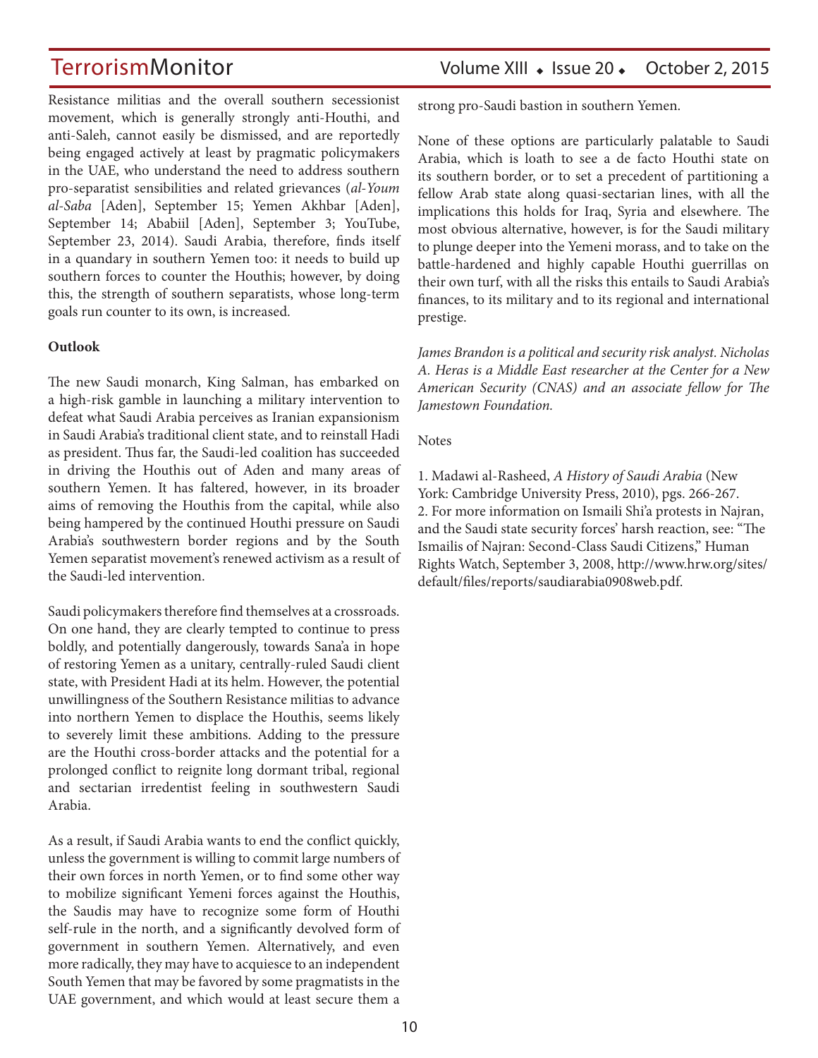Resistance militias and the overall southern secessionist movement, which is generally strongly anti-Houthi, and anti-Saleh, cannot easily be dismissed, and are reportedly being engaged actively at least by pragmatic policymakers in the UAE, who understand the need to address southern pro-separatist sensibilities and related grievances (*al-Youm al-Saba* [Aden], September 15; Yemen Akhbar [Aden], September 14; Ababiil [Aden], September 3; YouTube, September 23, 2014). Saudi Arabia, therefore, finds itself in a quandary in southern Yemen too: it needs to build up southern forces to counter the Houthis; however, by doing this, the strength of southern separatists, whose long-term goals run counter to its own, is increased.

**Outlook**

The new Saudi monarch, King Salman, has embarked on a high-risk gamble in launching a military intervention to defeat what Saudi Arabia perceives as Iranian expansionism in Saudi Arabia's traditional client state, and to reinstall Hadi as president. Thus far, the Saudi-led coalition has succeeded in driving the Houthis out of Aden and many areas of southern Yemen. It has faltered, however, in its broader aims of removing the Houthis from the capital, while also being hampered by the continued Houthi pressure on Saudi Arabia's southwestern border regions and by the South Yemen separatist movement's renewed activism as a result of the Saudi-led intervention.

Saudi policymakers therefore find themselves at a crossroads. On one hand, they are clearly tempted to continue to press boldly, and potentially dangerously, towards Sana'a in hope of restoring Yemen as a unitary, centrally-ruled Saudi client state, with President Hadi at its helm. However, the potential unwillingness of the Southern Resistance militias to advance into northern Yemen to displace the Houthis, seems likely to severely limit these ambitions. Adding to the pressure are the Houthi cross-border attacks and the potential for a prolonged conflict to reignite long dormant tribal, regional and sectarian irredentist feeling in southwestern Saudi Arabia.

As a result, if Saudi Arabia wants to end the conflict quickly, unless the government is willing to commit large numbers of their own forces in north Yemen, or to find some other way to mobilize significant Yemeni forces against the Houthis, the Saudis may have to recognize some form of Houthi self-rule in the north, and a significantly devolved form of government in southern Yemen. Alternatively, and even more radically, they may have to acquiesce to an independent South Yemen that may be favored by some pragmatists in the UAE government, and which would at least secure them a strong pro-Saudi bastion in southern Yemen.

None of these options are particularly palatable to Saudi Arabia, which is loath to see a de facto Houthi state on its southern border, or to set a precedent of partitioning a fellow Arab state along quasi-sectarian lines, with all the implications this holds for Iraq, Syria and elsewhere. The most obvious alternative, however, is for the Saudi military to plunge deeper into the Yemeni morass, and to take on the battle-hardened and highly capable Houthi guerrillas on their own turf, with all the risks this entails to Saudi Arabia's finances, to its military and to its regional and international prestige.

*James Brandon is a political and security risk analyst. Nicholas A. Heras is a Middle East researcher at the Center for a New American Security (CNAS) and an associate fellow for The Jamestown Foundation.*

Notes

1. Madawi al-Rasheed, *A History of Saudi Arabia* (New York: Cambridge University Press, 2010), pgs. 266-267.
2. For more information on Ismaili Shi'a protests in Najran, and the Saudi state security forces' harsh reaction, see: "The Ismailis of Najran: Second-Class Saudi Citizens," Human Rights Watch, September 3, 2008, http://www.hrw.org/sites/default/files/reports/saudiarabia0908web.pdf.